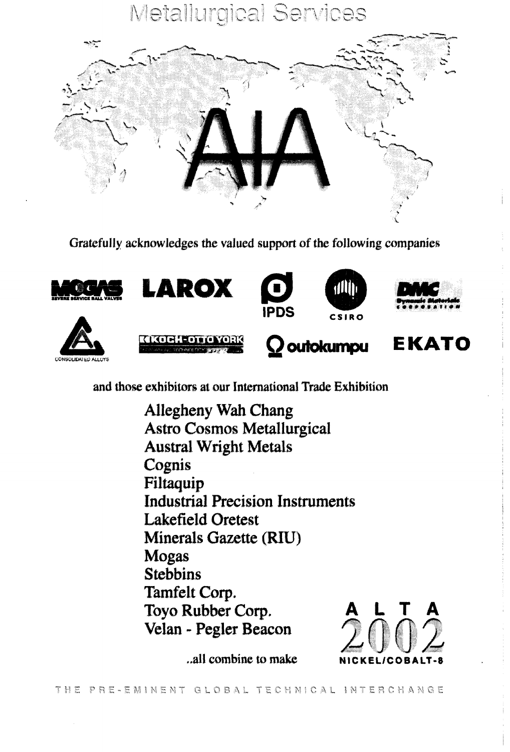# Metallurgical Services

AIA

Gratefully acknowledges the valued support of the following companies

MOGAS SEVERE SERVICE BALL VALVES

LAROX

IPDS

CSIRO

DMC Dynamic Materials Corporation

CONSOLIDATED ALLOYS

KOCH-OTTO YORK

outokumpu

EKATO

and those exhibitors at our International Trade Exhibition

Allegheny Wah Chang
Astro Cosmos Metallurgical
Austral Wright Metals
Cognis
Filtaquip
Industrial Precision Instruments
Lakefield Oretest
Minerals Gazette (RIU)
Mogas
Stebbins
Tamfelt Corp.
Toyo Rubber Corp.
Velan - Pegler Beacon

..all combine to make

ALTA 2002 NICKEL/COBALT-8

THE PRE-EMINENT GLOBAL TECHNICAL INTERCHANGE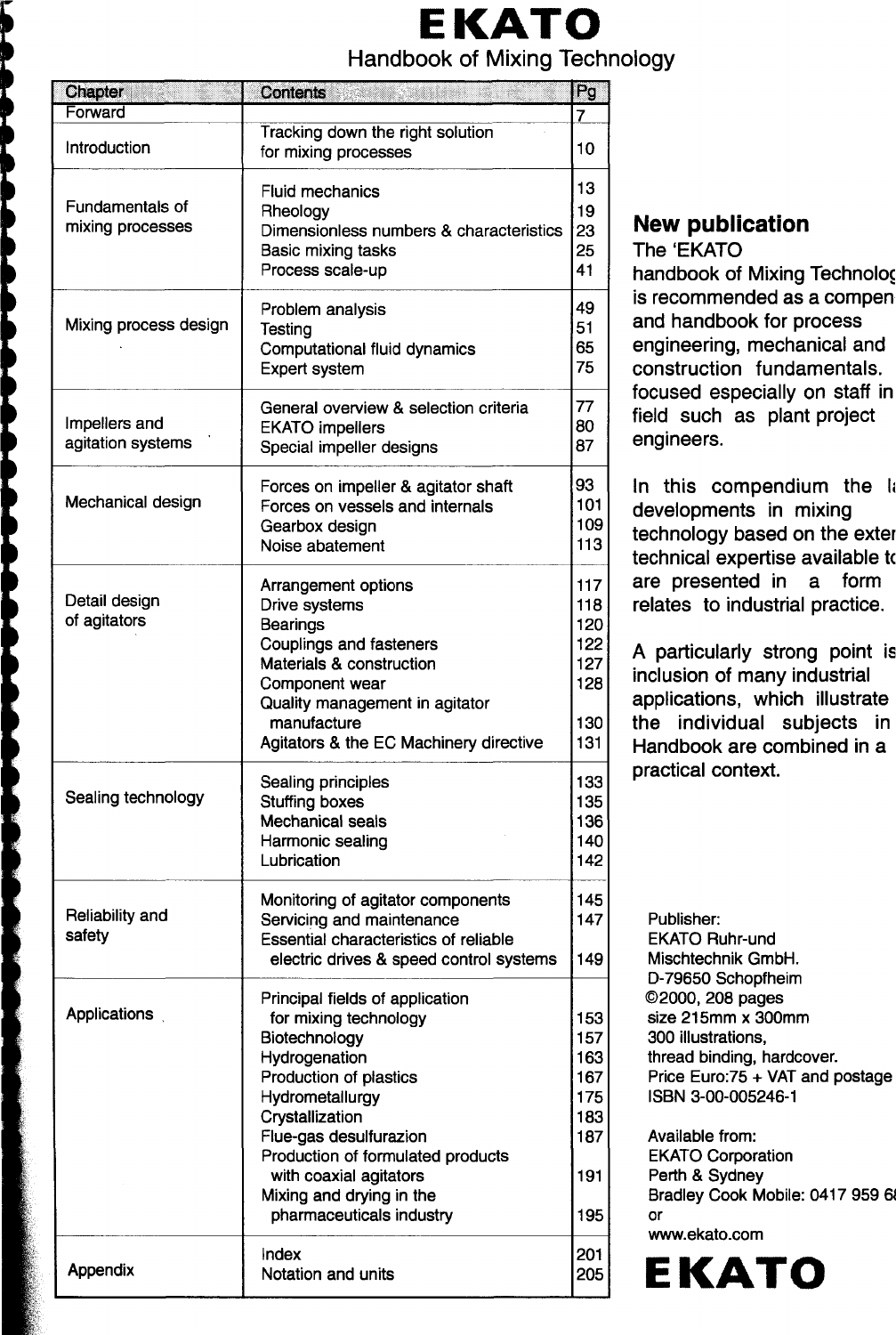# EKATO

## Handbook of Mixing Technology

| Chapter | Contents | Pg |
|---|---|---|
| Forward | | 7 |
| Introduction | Tracking down the right solution for mixing processes | 10 |
| Fundamentals of mixing processes | Fluid mechanics | 13 |
| | Rheology | 19 |
| | Dimensionless numbers & characteristics | 23 |
| | Basic mixing tasks | 25 |
| | Process scale-up | 41 |
| Mixing process design | Problem analysis | 49 |
| | Testing | 51 |
| | Computational fluid dynamics | 65 |
| | Expert system | 75 |
| Impellers and agitation systems | General overview & selection criteria | 77 |
| | EKATO impellers | 80 |
| | Special impeller designs | 87 |
| Mechanical design | Forces on impeller & agitator shaft | 93 |
| | Forces on vessels and internals | 101 |
| | Gearbox design | 109 |
| | Noise abatement | 113 |
| Detail design of agitators | Arrangement options | 117 |
| | Drive systems | 118 |
| | Bearings | 120 |
| | Couplings and fasteners | 122 |
| | Materials & construction | 127 |
| | Component wear | 128 |
| | Quality management in agitator manufacture | 130 |
| | Agitators & the EC Machinery directive | 131 |
| Sealing technology | Sealing principles | 133 |
| | Stuffing boxes | 135 |
| | Mechanical seals | 136 |
| | Harmonic sealing | 140 |
| | Lubrication | 142 |
| Reliability and safety | Monitoring of agitator components | 145 |
| | Servicing and maintenance | 147 |
| | Essential characteristics of reliable electric drives & speed control systems | 149 |
| Applications | Principal fields of application for mixing technology | 153 |
| | Biotechnology | 157 |
| | Hydrogenation | 163 |
| | Production of plastics | 167 |
| | Hydrometallurgy | 175 |
| | Crystallization | 183 |
| | Flue-gas desulfurazion | 187 |
| | Production of formulated products with coaxial agitators | 191 |
| | Mixing and drying in the pharmaceuticals industry | 195 |
| Appendix | Index | 201 |
| | Notation and units | 205 |

### New publication

The 'EKATO handbook of Mixing Technolog is recommended as a compen and handbook for process engineering, mechanical and construction fundamentals. focused especially on staff in field such as plant project engineers.

In this compendium the l developments in mixing technology based on the exter technical expertise available t are presented in a form relates to industrial practice.

A particularly strong point is inclusion of many industrial applications, which illustrate the individual subjects in Handbook are combined in a practical context.

Publisher:
EKATO Ruhr-und
Mischtechnik GmbH.
D-79650 Schopfheim
©2000, 208 pages
size 215mm x 300mm
300 illustrations,
thread binding, hardcover.
Price Euro:75 + VAT and postage
ISBN 3-00-005246-1

Available from:
EKATO Corporation
Perth & Sydney
Bradley Cook Mobile: 0417 959 6
or
www.ekato.com

**EKATO**